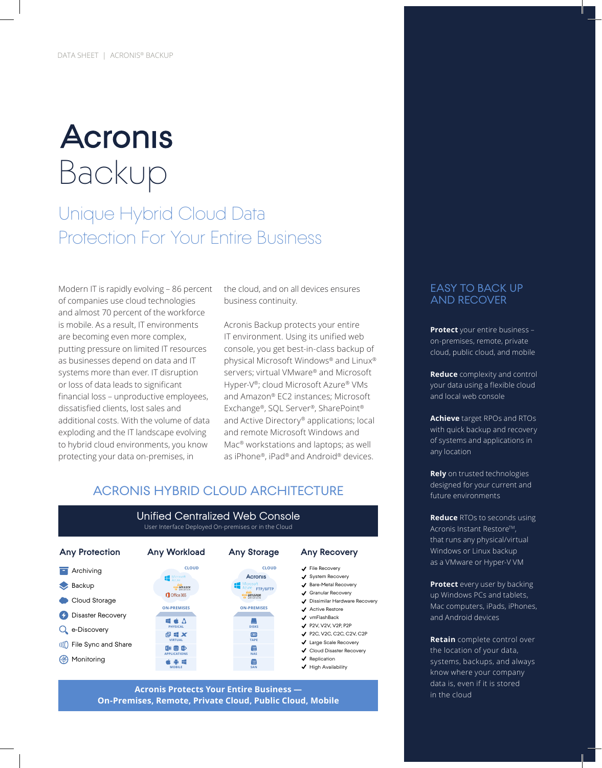DATA SHEET | ACRONIS® BACKUP

# Acronis Backup

## Unique Hybrid Cloud Data Protection For Your Entire Business

Modern IT is rapidly evolving – 86 percent of companies use cloud technologies and almost 70 percent of the workforce is mobile. As a result, IT environments are becoming even more complex, putting pressure on limited IT resources as businesses depend on data and IT systems more than ever. IT disruption or loss of data leads to significant financial loss – unproductive employees, dissatisfied clients, lost sales and additional costs. With the volume of data exploding and the IT landscape evolving to hybrid cloud environments, you know protecting your data on-premises, in the cloud, and on all devices ensures business continuity.

Acronis Backup protects your entire IT environment. Using its unified web console, you get best-in-class backup of physical Microsoft Windows® and Linux® servers; virtual VMware® and Microsoft Hyper-V®; cloud Microsoft Azure® VMs and Amazon® EC2 instances; Microsoft Exchange®, SQL Server®, SharePoint® and Active Directory® applications; local and remote Microsoft Windows and Mac® workstations and laptops; as well as iPhone®, iPad® and Android® devices.

## ACRONIS HYBRID CLOUD ARCHITECTURE

**Unified Centralized Web Console**
User Interface Deployed On-premises or in the Cloud

**Any Protection**
- Archiving
- Backup
- Cloud Storage
- Disaster Recovery
- e-Discovery
- File Sync and Share
- Monitoring

**Any Workload**
- CLOUD: Microsoft Azure, amazon web services, Office 365
- ON-PREMISES: PHYSICAL, VIRTUAL, APPLICATIONS, MOBILE

**Any Storage**
- CLOUD: Acronis, Microsoft Azure, FTP/SFTP, amazon web services
- ON-PREMISES: DISKS, TAPE, NAS, SAN

**Any Recovery**
- File Recovery
- System Recovery
- Bare-Metal Recovery
- Granular Recovery
- Dissimilar Hardware Recovery
- Active Restore
- vmFlashBack
- P2V, V2V, V2P, P2P
- P2C, V2C, C2C, C2V, C2P
- Large Scale Recovery
- Cloud Disaster Recovery
- Replication
- High Availability

**Acronis Protects Your Entire Business — On-Premises, Remote, Private Cloud, Public Cloud, Mobile**

## EASY TO BACK UP AND RECOVER

**Protect** your entire business – on-premises, remote, private cloud, public cloud, and mobile

**Reduce** complexity and control your data using a flexible cloud and local web console

**Achieve** target RPOs and RTOs with quick backup and recovery of systems and applications in any location

**Rely** on trusted technologies designed for your current and future environments

**Reduce** RTOs to seconds using Acronis Instant Restore™, that runs any physical/virtual Windows or Linux backup as a VMware or Hyper-V VM

**Protect** every user by backing up Windows PCs and tablets, Mac computers, iPads, iPhones, and Android devices

**Retain** complete control over the location of your data, systems, backups, and always know where your company data is, even if it is stored in the cloud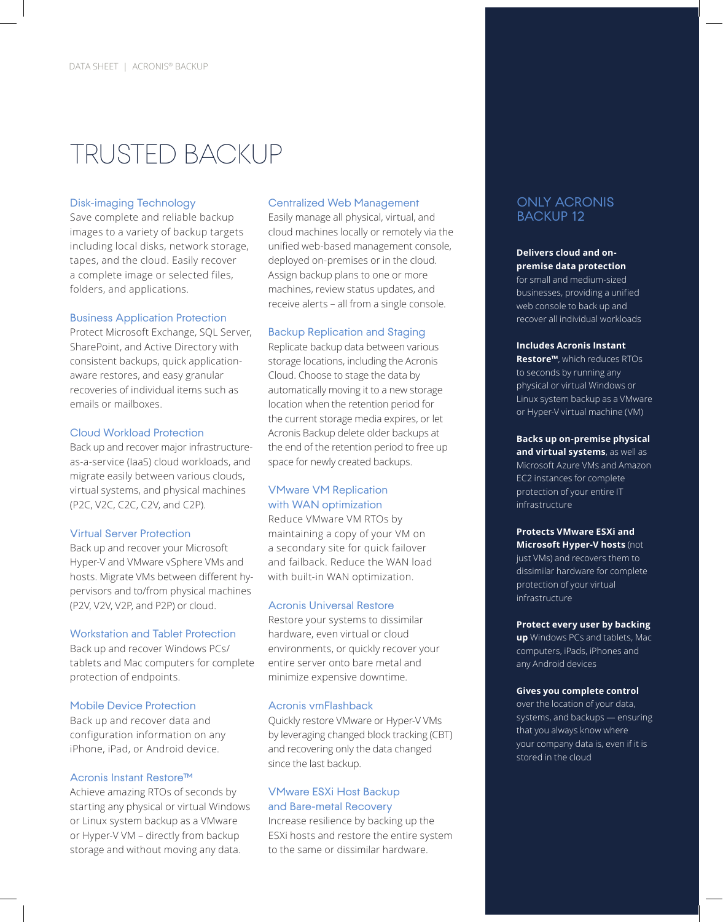# TRUSTED BACKUP

### Disk-imaging Technology

Save complete and reliable backup images to a variety of backup targets including local disks, network storage, tapes, and the cloud. Easily recover a complete image or selected files, folders, and applications.

### Business Application Protection

Protect Microsoft Exchange, SQL Server, SharePoint, and Active Directory with consistent backups, quick application-aware restores, and easy granular recoveries of individual items such as emails or mailboxes.

### Cloud Workload Protection

Back up and recover major infrastructure-as-a-service (IaaS) cloud workloads, and migrate easily between various clouds, virtual systems, and physical machines (P2C, V2C, C2C, C2V, and C2P).

### Virtual Server Protection

Back up and recover your Microsoft Hyper-V and VMware vSphere VMs and hosts. Migrate VMs between different hypervisors and to/from physical machines (P2V, V2V, V2P, and P2P) or cloud.

### Workstation and Tablet Protection

Back up and recover Windows PCs/tablets and Mac computers for complete protection of endpoints.

### Mobile Device Protection

Back up and recover data and configuration information on any iPhone, iPad, or Android device.

### Acronis Instant Restore™

Achieve amazing RTOs of seconds by starting any physical or virtual Windows or Linux system backup as a VMware or Hyper-V VM – directly from backup storage and without moving any data.

### Centralized Web Management

Easily manage all physical, virtual, and cloud machines locally or remotely via the unified web-based management console, deployed on-premises or in the cloud. Assign backup plans to one or more machines, review status updates, and receive alerts – all from a single console.

### Backup Replication and Staging

Replicate backup data between various storage locations, including the Acronis Cloud. Choose to stage the data by automatically moving it to a new storage location when the retention period for the current storage media expires, or let Acronis Backup delete older backups at the end of the retention period to free up space for newly created backups.

### VMware VM Replication with WAN optimization

Reduce VMware VM RTOs by maintaining a copy of your VM on a secondary site for quick failover and failback. Reduce the WAN load with built-in WAN optimization.

### Acronis Universal Restore

Restore your systems to dissimilar hardware, even virtual or cloud environments, or quickly recover your entire server onto bare metal and minimize expensive downtime.

### Acronis vmFlashback

Quickly restore VMware or Hyper-V VMs by leveraging changed block tracking (CBT) and recovering only the data changed since the last backup.

### VMware ESXi Host Backup and Bare-metal Recovery

Increase resilience by backing up the ESXi hosts and restore the entire system to the same or dissimilar hardware.

## ONLY ACRONIS BACKUP 12

**Delivers cloud and on-premise data protection** for small and medium-sized businesses, providing a unified web console to back up and recover all individual workloads

**Includes Acronis Instant Restore™**, which reduces RTOs to seconds by running any physical or virtual Windows or Linux system backup as a VMware or Hyper-V virtual machine (VM)

**Backs up on-premise physical and virtual systems**, as well as Microsoft Azure VMs and Amazon EC2 instances for complete protection of your entire IT infrastructure

**Protects VMware ESXi and Microsoft Hyper-V hosts** (not just VMs) and recovers them to dissimilar hardware for complete protection of your virtual infrastructure

**Protect every user by backing up** Windows PCs and tablets, Mac computers, iPads, iPhones and any Android devices

**Gives you complete control** over the location of your data, systems, and backups — ensuring that you always know where your company data is, even if it is stored in the cloud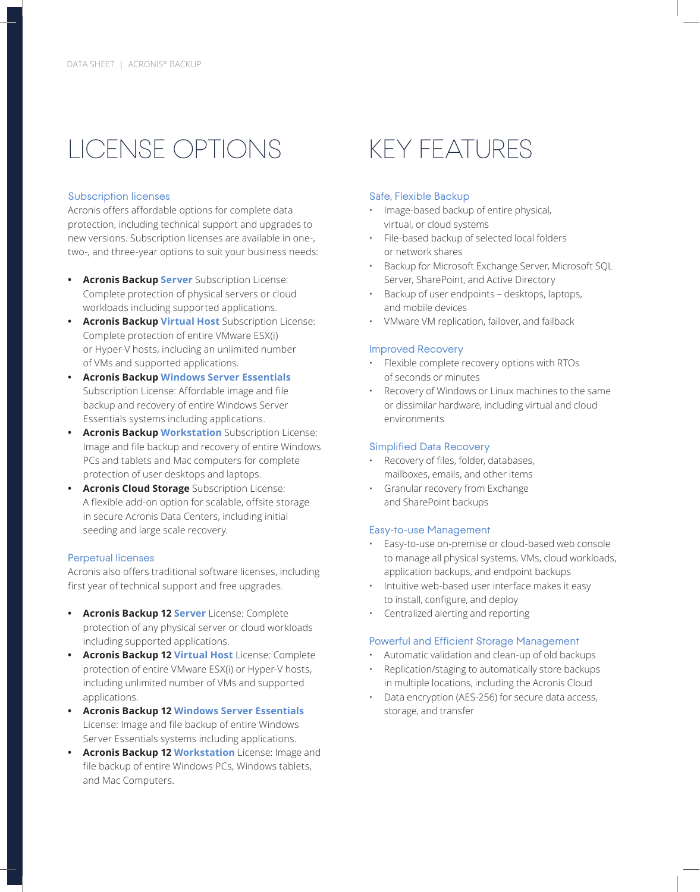# LICENSE OPTIONS

### Subscription licenses

Acronis offers affordable options for complete data protection, including technical support and upgrades to new versions. Subscription licenses are available in one-, two-, and three-year options to suit your business needs:

- **Acronis Backup Server** Subscription License: Complete protection of physical servers or cloud workloads including supported applications.
- **Acronis Backup Virtual Host** Subscription License: Complete protection of entire VMware ESX(i) or Hyper-V hosts, including an unlimited number of VMs and supported applications.
- **Acronis Backup Windows Server Essentials** Subscription License: Affordable image and file backup and recovery of entire Windows Server Essentials systems including applications.
- **Acronis Backup Workstation** Subscription License: Image and file backup and recovery of entire Windows PCs and tablets and Mac computers for complete protection of user desktops and laptops.
- **Acronis Cloud Storage** Subscription License: A flexible add-on option for scalable, offsite storage in secure Acronis Data Centers, including initial seeding and large scale recovery.

### Perpetual licenses

Acronis also offers traditional software licenses, including first year of technical support and free upgrades.

- **Acronis Backup 12 Server** License: Complete protection of any physical server or cloud workloads including supported applications.
- **Acronis Backup 12 Virtual Host** License: Complete protection of entire VMware ESX(i) or Hyper-V hosts, including unlimited number of VMs and supported applications.
- **Acronis Backup 12 Windows Server Essentials** License: Image and file backup of entire Windows Server Essentials systems including applications.
- **Acronis Backup 12 Workstation** License: Image and file backup of entire Windows PCs, Windows tablets, and Mac Computers.

# KEY FEATURES

### Safe, Flexible Backup

- Image-based backup of entire physical, virtual, or cloud systems
- File-based backup of selected local folders or network shares
- Backup for Microsoft Exchange Server, Microsoft SQL Server, SharePoint, and Active Directory
- Backup of user endpoints – desktops, laptops, and mobile devices
- VMware VM replication, failover, and failback

### Improved Recovery

- Flexible complete recovery options with RTOs of seconds or minutes
- Recovery of Windows or Linux machines to the same or dissimilar hardware, including virtual and cloud environments

### Simplified Data Recovery

- Recovery of files, folder, databases, mailboxes, emails, and other items
- Granular recovery from Exchange and SharePoint backups

### Easy-to-use Management

- Easy-to-use on-premise or cloud-based web console to manage all physical systems, VMs, cloud workloads, application backups, and endpoint backups
- Intuitive web-based user interface makes it easy to install, configure, and deploy
- Centralized alerting and reporting

### Powerful and Efficient Storage Management

- Automatic validation and clean-up of old backups
- Replication/staging to automatically store backups in multiple locations, including the Acronis Cloud
- Data encryption (AES-256) for secure data access, storage, and transfer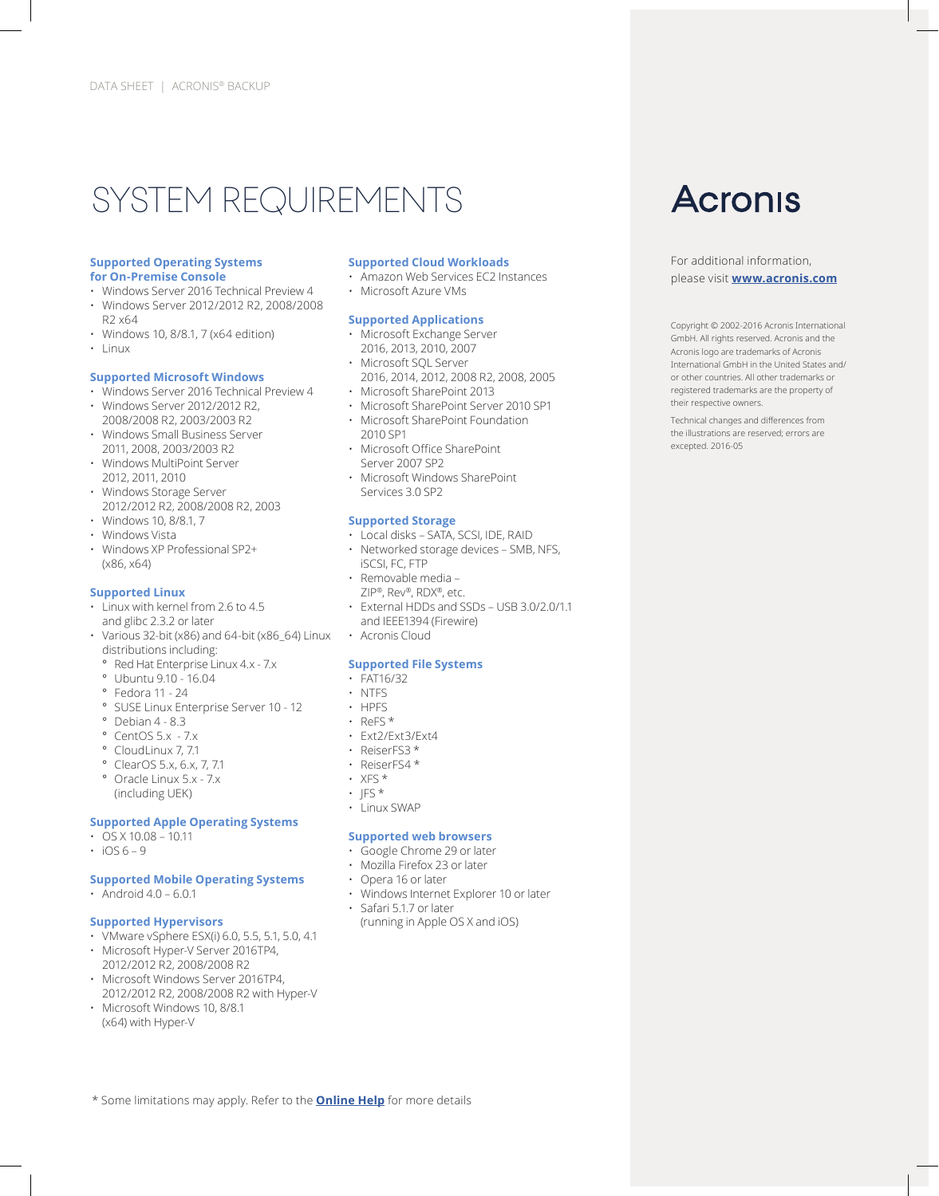# SYSTEM REQUIREMENTS

### Supported Operating Systems for On-Premise Console

- Windows Server 2016 Technical Preview 4
- Windows Server 2012/2012 R2, 2008/2008 R2 x64
- Windows 10, 8/8.1, 7 (x64 edition)
- Linux

### Supported Microsoft Windows

- Windows Server 2016 Technical Preview 4
- Windows Server 2012/2012 R2, 2008/2008 R2, 2003/2003 R2
- Windows Small Business Server 2011, 2008, 2003/2003 R2
- Windows MultiPoint Server 2012, 2011, 2010
- Windows Storage Server 2012/2012 R2, 2008/2008 R2, 2003
- Windows 10, 8/8.1, 7
- Windows Vista
- Windows XP Professional SP2+ (x86, x64)

### Supported Linux

- Linux with kernel from 2.6 to 4.5 and glibc 2.3.2 or later
- Various 32-bit (x86) and 64-bit (x86_64) Linux distributions including:
  - Red Hat Enterprise Linux 4.x - 7.x
  - Ubuntu 9.10 - 16.04
  - Fedora 11 - 24
  - SUSE Linux Enterprise Server 10 - 12
  - Debian 4 - 8.3
  - CentOS 5.x - 7.x
  - CloudLinux 7, 7.1
  - ClearOS 5.x, 6.x, 7, 7.1
  - Oracle Linux 5.x - 7.x (including UEK)

### Supported Apple Operating Systems

- OS X 10.08 – 10.11
- iOS 6 – 9

### Supported Mobile Operating Systems

- Android 4.0 – 6.0.1

### Supported Hypervisors

- VMware vSphere ESX(i) 6.0, 5.5, 5.1, 5.0, 4.1
- Microsoft Hyper-V Server 2016TP4, 2012/2012 R2, 2008/2008 R2
- Microsoft Windows Server 2016TP4, 2012/2012 R2, 2008/2008 R2 with Hyper-V
- Microsoft Windows 10, 8/8.1 (x64) with Hyper-V

### Supported Cloud Workloads

- Amazon Web Services EC2 Instances
- Microsoft Azure VMs

### Supported Applications

- Microsoft Exchange Server 2016, 2013, 2010, 2007
- Microsoft SQL Server 2016, 2014, 2012, 2008 R2, 2008, 2005
- Microsoft SharePoint 2013
- Microsoft SharePoint Server 2010 SP1
- Microsoft SharePoint Foundation 2010 SP1
- Microsoft Office SharePoint Server 2007 SP2
- Microsoft Windows SharePoint Services 3.0 SP2

### Supported Storage

- Local disks – SATA, SCSI, IDE, RAID
- Networked storage devices – SMB, NFS, iSCSI, FC, FTP
- Removable media – ZIP®, Rev®, RDX®, etc.
- External HDDs and SSDs – USB 3.0/2.0/1.1 and IEEE1394 (Firewire)
- Acronis Cloud

### Supported File Systems

- FAT16/32
- NTFS
- HPFS
- ReFS *
- Ext2/Ext3/Ext4
- ReiserFS3 *
- ReiserFS4 *
- XFS *
- JFS *
- Linux SWAP

### Supported web browsers

- Google Chrome 29 or later
- Mozilla Firefox 23 or later
- Opera 16 or later
- Windows Internet Explorer 10 or later
- Safari 5.1.7 or later (running in Apple OS X and iOS)

\* Some limitations may apply. Refer to the **Online Help** for more details

Acronis

For additional information, please visit **www.acronis.com**

Copyright © 2002-2016 Acronis International GmbH. All rights reserved. Acronis and the Acronis logo are trademarks of Acronis International GmbH in the United States and/or other countries. All other trademarks or registered trademarks are the property of their respective owners.

Technical changes and differences from the illustrations are reserved; errors are excepted. 2016-05